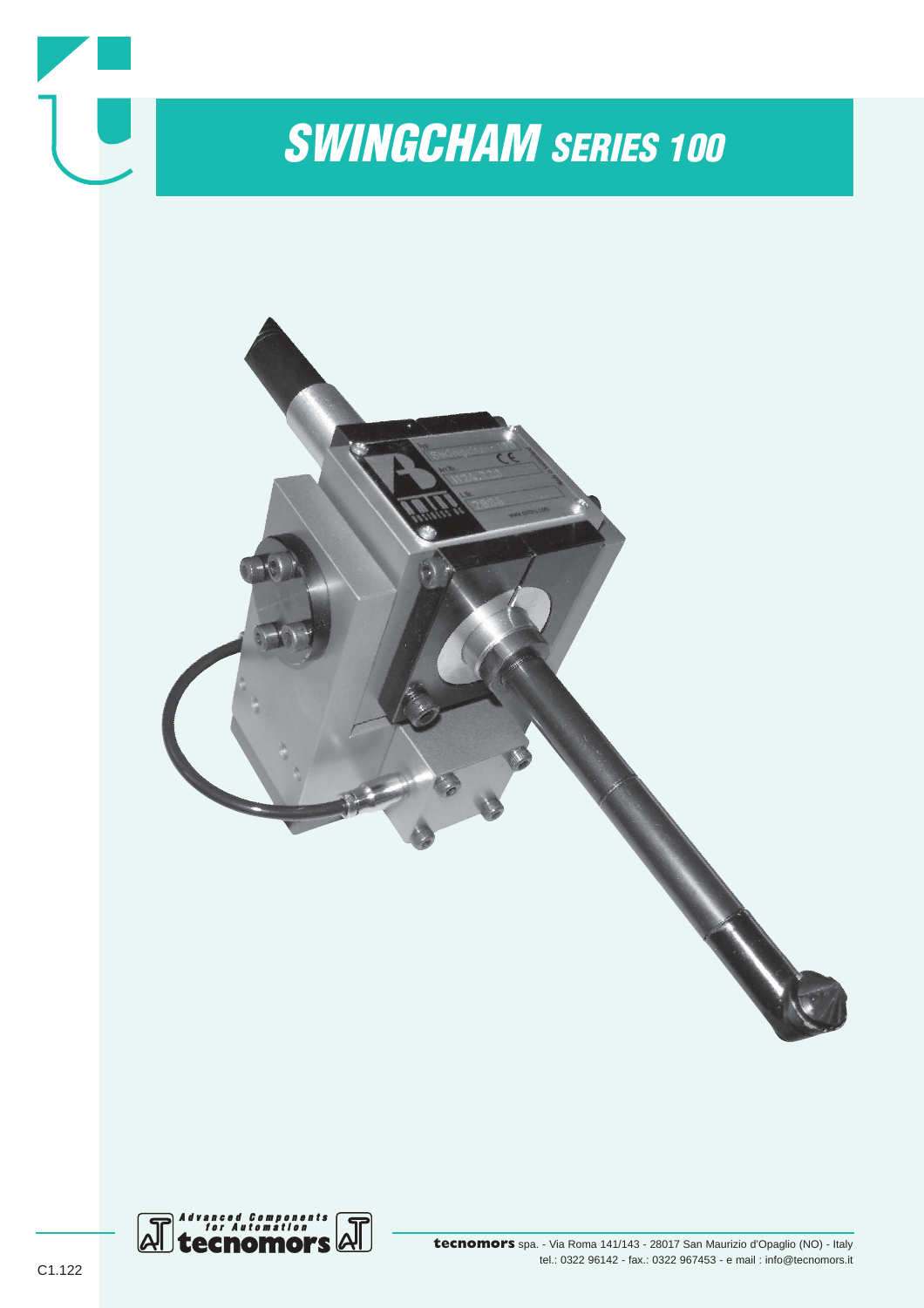# *SWINGCHAM SERIES 100*

Advanced Components for Automation
tecnomors

**tecnomors** spa. - Via Roma 141/143 - 28017 San Maurizio d'Opaglio (NO) - Italy
tel.: 0322 96142 - fax.: 0322 967453 - e mail : info@tecnomors.it

C1.122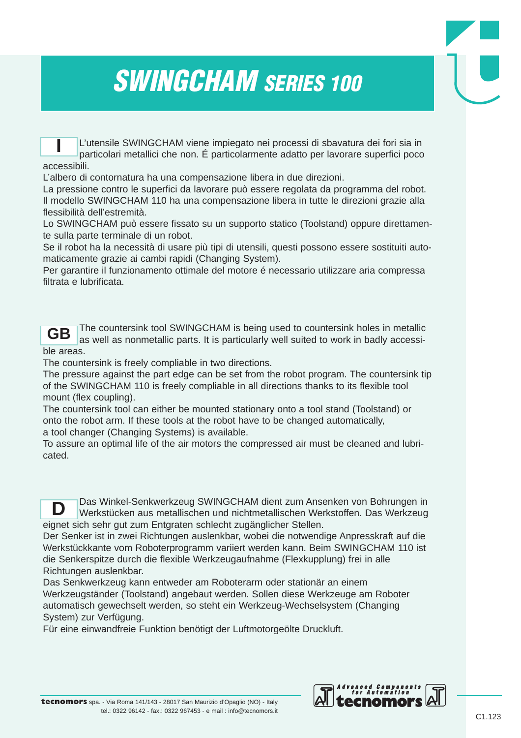# SWINGCHAM *SERIES 100*

**I** L'utensile SWINGCHAM viene impiegato nei processi di sbavatura dei fori sia in particolari metallici che non. É particolarmente adatto per lavorare superfici poco accessibili.
L'albero di contornatura ha una compensazione libera in due direzioni.
La pressione contro le superfici da lavorare può essere regolata da programma del robot.
Il modello SWINGCHAM 110 ha una compensazione libera in tutte le direzioni grazie alla flessibilità dell'estremità.
Lo SWINGCHAM può essere fissato su un supporto statico (Toolstand) oppure direttamente sulla parte terminale di un robot.
Se il robot ha la necessità di usare più tipi di utensili, questi possono essere sostituiti automaticamente grazie ai cambi rapidi (Changing System).
Per garantire il funzionamento ottimale del motore é necessario utilizzare aria compressa filtrata e lubrificata.

**GB** The countersink tool SWINGCHAM is being used to countersink holes in metallic as well as nonmetallic parts. It is particularly well suited to work in badly accessible areas.
The countersink is freely compliable in two directions.
The pressure against the part edge can be set from the robot program. The countersink tip of the SWINGCHAM 110 is freely compliable in all directions thanks to its flexible tool mount (flex coupling).
The countersink tool can either be mounted stationary onto a tool stand (Toolstand) or onto the robot arm. If these tools at the robot have to be changed automatically, a tool changer (Changing Systems) is available.
To assure an optimal life of the air motors the compressed air must be cleaned and lubricated.

**D** Das Winkel-Senkwerkzeug SWINGCHAM dient zum Ansenken von Bohrungen in Werkstücken aus metallischen und nichtmetallischen Werkstoffen. Das Werkzeug eignet sich sehr gut zum Entgraten schlecht zugänglicher Stellen.
Der Senker ist in zwei Richtungen auslenkbar, wobei die notwendige Anpresskraft auf die Werkstückkante vom Roboterprogramm variiert werden kann. Beim SWINGCHAM 110 ist die Senkerspitze durch die flexible Werkzeugaufnahme (Flexkupplung) frei in alle Richtungen auslenkbar.
Das Senkwerkzeug kann entweder am Roboterarm oder stationär an einem Werkzeugständer (Toolstand) angebaut werden. Sollen diese Werkzeuge am Roboter automatisch gewechselt werden, so steht ein Werkzeug-Wechselsystem (Changing System) zur Verfügung.
Für eine einwandfreie Funktion benötigt der Luftmotorgeölte Druckluft.

**tecnomors** spa. - Via Roma 141/143 - 28017 San Maurizio d'Opaglio (NO) - Italy
tel.: 0322 96142 - fax.: 0322 967453 - e mail : info@tecnomors.it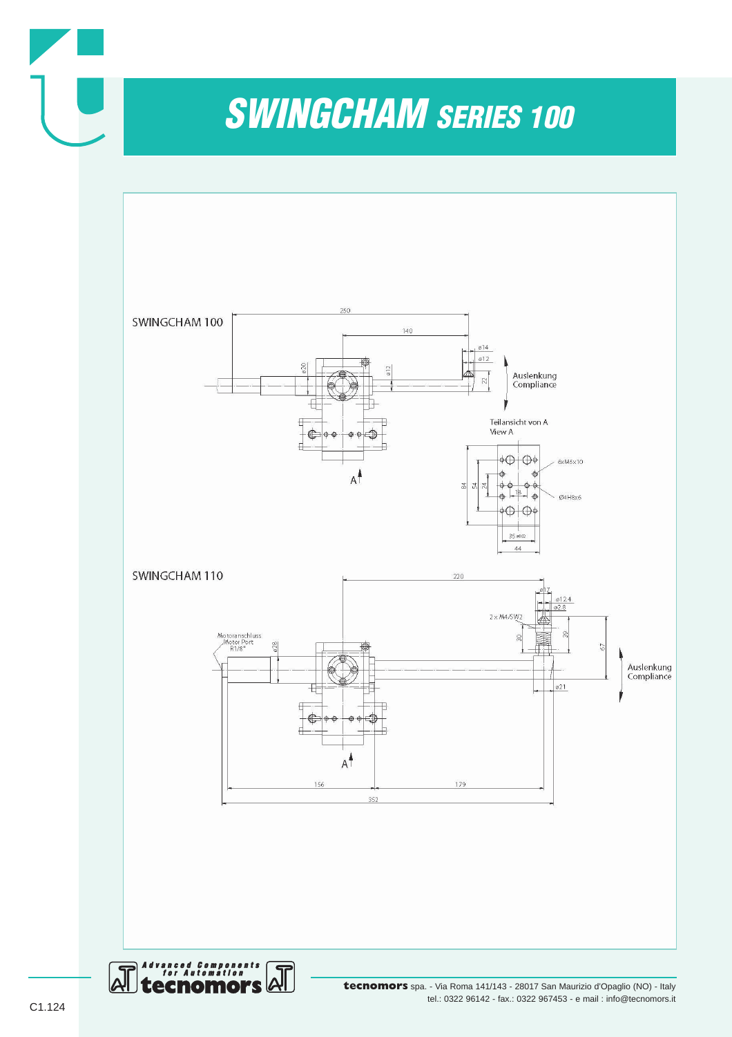# SWINGCHAM SERIES 100

SWINGCHAM 100

250

140

ø14

ø12

ø20

ø12

22

Auslenkung
Compliance

Teilansicht von A
View A

6xM6x10

84

54

24

18

Ø4H8x6

35 ±0.02

44

A

SWINGCHAM 110

220

ø17

ø12.4

ø2.8

2 x M4/SW2

Motoranschluss
Motor Port
R1/8"

ø28

30

39

67

Auslenkung
Compliance

ø21

A

156

179

352

**tecnomors** spa. - Via Roma 141/143 - 28017 San Maurizio d'Opaglio (NO) - Italy
tel.: 0322 96142 - fax.: 0322 967453 - e mail : info@tecnomors.it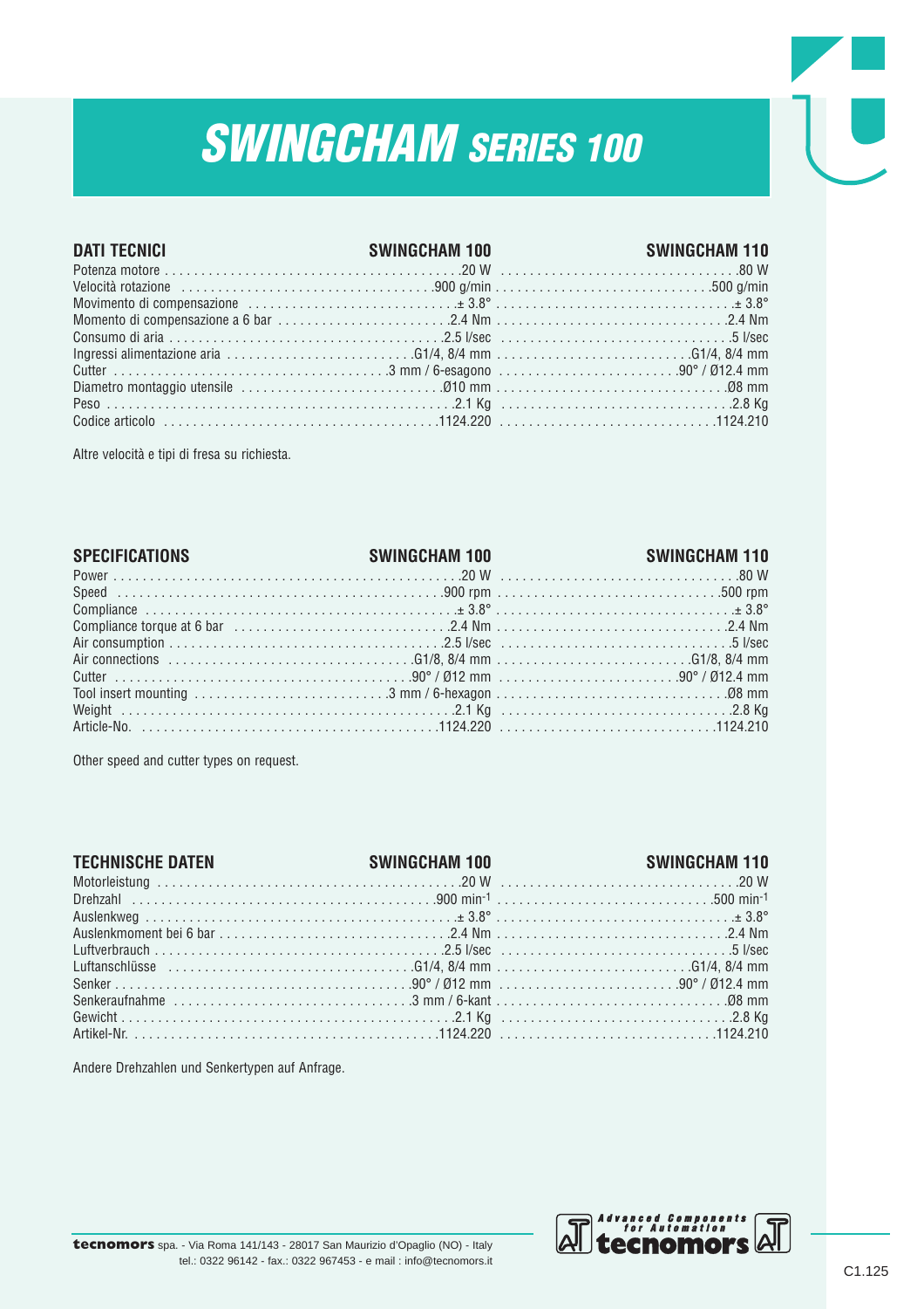# *SWINGCHAM SERIES 100*

| DATI TECNICI | SWINGCHAM 100 | SWINGCHAM 110 |
|---|---|---|
| Potenza motore | 20 W | 80 W |
| Velocità rotazione | 900 g/min | 500 g/min |
| Movimento di compensazione | ± 3.8° | ± 3.8° |
| Momento di compensazione a 6 bar | 2.4 Nm | 2.4 Nm |
| Consumo di aria | 2.5 l/sec | 5 l/sec |
| Ingressi alimentazione aria | G1/4, 8/4 mm | G1/4, 8/4 mm |
| Cutter | 3 mm / 6-esagono | 90° / Ø12.4 mm |
| Diametro montaggio utensile | Ø10 mm | Ø8 mm |
| Peso | 2.1 Kg | 2.8 Kg |
| Codice articolo | 1124.220 | 1124.210 |

Altre velocità e tipi di fresa su richiesta.

| SPECIFICATIONS | SWINGCHAM 100 | SWINGCHAM 110 |
|---|---|---|
| Power | 20 W | 80 W |
| Speed | 900 rpm | 500 rpm |
| Compliance | ± 3.8° | ± 3.8° |
| Compliance torque at 6 bar | 2.4 Nm | 2.4 Nm |
| Air consumption | 2.5 l/sec | 5 l/sec |
| Air connections | G1/8, 8/4 mm | G1/8, 8/4 mm |
| Cutter | 90° / Ø12 mm | 90° / Ø12.4 mm |
| Tool insert mounting | 3 mm / 6-hexagon | Ø8 mm |
| Weight | 2.1 Kg | 2.8 Kg |
| Article-No. | 1124.220 | 1124.210 |

Other speed and cutter types on request.

| TECHNISCHE DATEN | SWINGCHAM 100 | SWINGCHAM 110 |
|---|---|---|
| Motorleistung | 20 W | 20 W |
| Drehzahl | 900 min$^{-1}$ | 500 min$^{-1}$ |
| Auslenkweg | ± 3.8° | ± 3.8° |
| Auslenkmoment bei 6 bar | 2.4 Nm | 2.4 Nm |
| Luftverbrauch | 2.5 l/sec | 5 l/sec |
| Luftanschlüsse | G1/4, 8/4 mm | G1/4, 8/4 mm |
| Senker | 90° / Ø12 mm | 90° / Ø12.4 mm |
| Senkeraufnahme | 3 mm / 6-kant | Ø8 mm |
| Gewicht | 2.1 Kg | 2.8 Kg |
| Artikel-Nr. | 1124.220 | 1124.210 |

Andere Drehzahlen und Senkertypen auf Anfrage.

**tecnomors** spa. - Via Roma 141/143 - 28017 San Maurizio d'Opaglio (NO) - Italy
tel.: 0322 96142 - fax.: 0322 967453 - e mail : info@tecnomors.it

Advanced Components for Automation tecnomors

C1.125